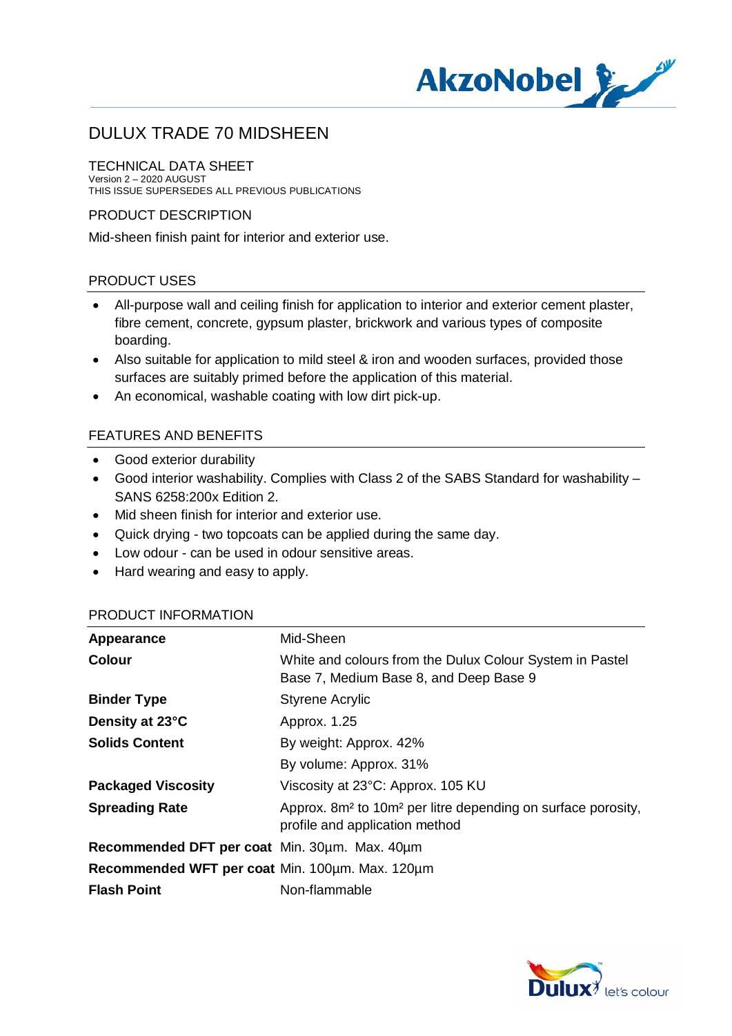# DULUX TRADE 70 MIDSHEEN

## TECHNICAL DATA SHEET

Version 2 – 2020 AUGUST
THIS ISSUE SUPERSEDES ALL PREVIOUS PUBLICATIONS

## PRODUCT DESCRIPTION

Mid-sheen finish paint for interior and exterior use.

## PRODUCT USES

- All-purpose wall and ceiling finish for application to interior and exterior cement plaster, fibre cement, concrete, gypsum plaster, brickwork and various types of composite boarding.
- Also suitable for application to mild steel & iron and wooden surfaces, provided those surfaces are suitably primed before the application of this material.
- An economical, washable coating with low dirt pick-up.

## FEATURES AND BENEFITS

- Good exterior durability
- Good interior washability. Complies with Class 2 of the SABS Standard for washability – SANS 6258:200x Edition 2.
- Mid sheen finish for interior and exterior use.
- Quick drying - two topcoats can be applied during the same day.
- Low odour - can be used in odour sensitive areas.
- Hard wearing and easy to apply.

## PRODUCT INFORMATION

| | |
|---|---|
| **Appearance** | Mid-Sheen |
| **Colour** | White and colours from the Dulux Colour System in Pastel Base 7, Medium Base 8, and Deep Base 9 |
| **Binder Type** | Styrene Acrylic |
| **Density at 23°C** | Approx. 1.25 |
| **Solids Content** | By weight: Approx. 42% |
| | By volume: Approx. 31% |
| **Packaged Viscosity** | Viscosity at 23°C: Approx. 105 KU |
| **Spreading Rate** | Approx. 8m² to 10m² per litre depending on surface porosity, profile and application method |
| **Recommended DFT per coat** | Min. 30µm. Max. 40µm |
| **Recommended WFT per coat** | Min. 100µm. Max. 120µm |
| **Flash Point** | Non-flammable |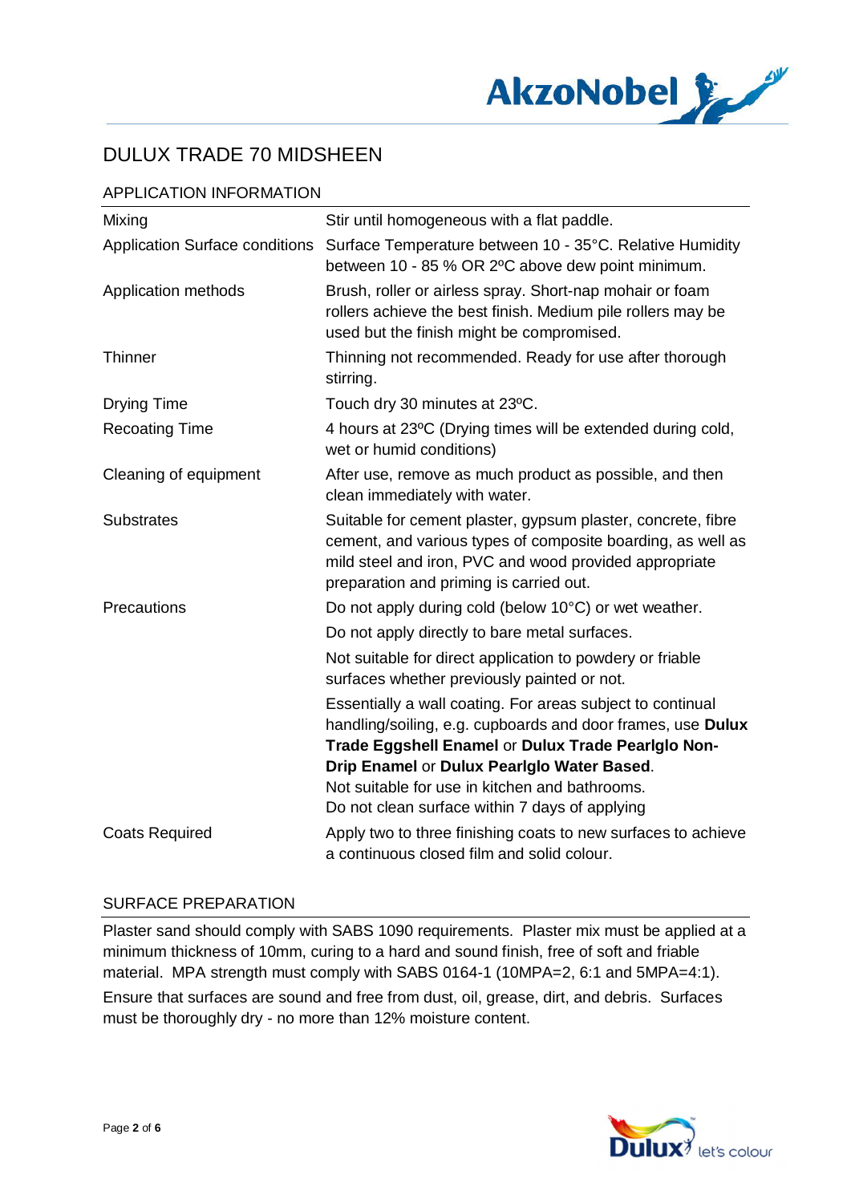# DULUX TRADE 70 MIDSHEEN

## APPLICATION INFORMATION

| | |
|---|---|
| Mixing | Stir until homogeneous with a flat paddle. |
| Application Surface conditions | Surface Temperature between 10 - 35°C. Relative Humidity between 10 - 85 % OR 2ºC above dew point minimum. |
| Application methods | Brush, roller or airless spray. Short-nap mohair or foam rollers achieve the best finish. Medium pile rollers may be used but the finish might be compromised. |
| Thinner | Thinning not recommended. Ready for use after thorough stirring. |
| Drying Time | Touch dry 30 minutes at 23ºC. |
| Recoating Time | 4 hours at 23ºC (Drying times will be extended during cold, wet or humid conditions) |
| Cleaning of equipment | After use, remove as much product as possible, and then clean immediately with water. |
| Substrates | Suitable for cement plaster, gypsum plaster, concrete, fibre cement, and various types of composite boarding, as well as mild steel and iron, PVC and wood provided appropriate preparation and priming is carried out. |
| Precautions | Do not apply during cold (below 10°C) or wet weather.<br>Do not apply directly to bare metal surfaces.<br>Not suitable for direct application to powdery or friable surfaces whether previously painted or not.<br>Essentially a wall coating. For areas subject to continual handling/soiling, e.g. cupboards and door frames, use **Dulux Trade Eggshell Enamel** or **Dulux Trade Pearlglo Non-Drip Enamel** or **Dulux Pearlglo Water Based**.<br>Not suitable for use in kitchen and bathrooms.<br>Do not clean surface within 7 days of applying |
| Coats Required | Apply two to three finishing coats to new surfaces to achieve a continuous closed film and solid colour. |

## SURFACE PREPARATION

Plaster sand should comply with SABS 1090 requirements. Plaster mix must be applied at a minimum thickness of 10mm, curing to a hard and sound finish, free of soft and friable material. MPA strength must comply with SABS 0164-1 (10MPA=2, 6:1 and 5MPA=4:1).

Ensure that surfaces are sound and free from dust, oil, grease, dirt, and debris. Surfaces must be thoroughly dry - no more than 12% moisture content.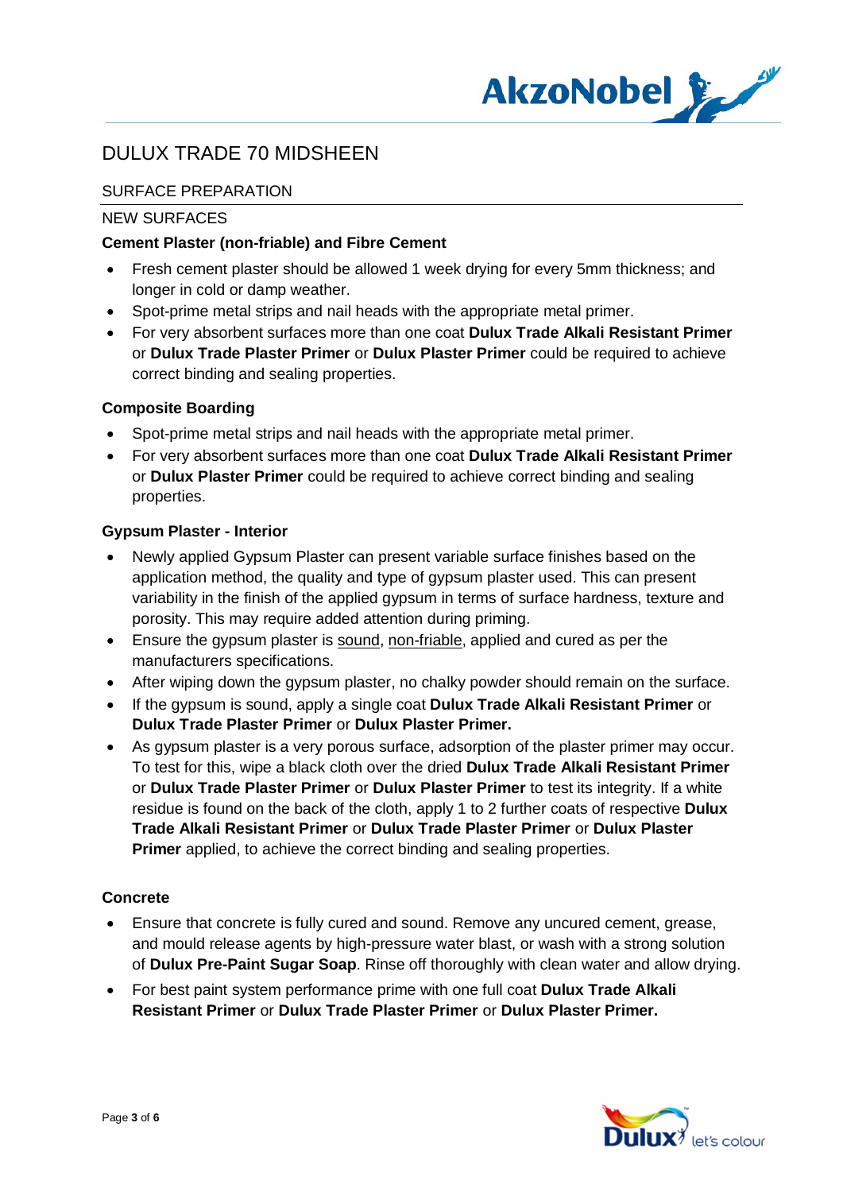# DULUX TRADE 70 MIDSHEEN

## SURFACE PREPARATION

### NEW SURFACES

**Cement Plaster (non-friable) and Fibre Cement**

- Fresh cement plaster should be allowed 1 week drying for every 5mm thickness; and longer in cold or damp weather.
- Spot-prime metal strips and nail heads with the appropriate metal primer.
- For very absorbent surfaces more than one coat **Dulux Trade Alkali Resistant Primer** or **Dulux Trade Plaster Primer** or **Dulux Plaster Primer** could be required to achieve correct binding and sealing properties.

**Composite Boarding**

- Spot-prime metal strips and nail heads with the appropriate metal primer.
- For very absorbent surfaces more than one coat **Dulux Trade Alkali Resistant Primer** or **Dulux Plaster Primer** could be required to achieve correct binding and sealing properties.

**Gypsum Plaster - Interior**

- Newly applied Gypsum Plaster can present variable surface finishes based on the application method, the quality and type of gypsum plaster used. This can present variability in the finish of the applied gypsum in terms of surface hardness, texture and porosity. This may require added attention during priming.
- Ensure the gypsum plaster is <u>sound</u>, <u>non-friable</u>, applied and cured as per the manufacturers specifications.
- After wiping down the gypsum plaster, no chalky powder should remain on the surface.
- If the gypsum is sound, apply a single coat **Dulux Trade Alkali Resistant Primer** or **Dulux Trade Plaster Primer** or **Dulux Plaster Primer.**
- As gypsum plaster is a very porous surface, adsorption of the plaster primer may occur. To test for this, wipe a black cloth over the dried **Dulux Trade Alkali Resistant Primer** or **Dulux Trade Plaster Primer** or **Dulux Plaster Primer** to test its integrity. If a white residue is found on the back of the cloth, apply 1 to 2 further coats of respective **Dulux Trade Alkali Resistant Primer** or **Dulux Trade Plaster Primer** or **Dulux Plaster Primer** applied, to achieve the correct binding and sealing properties.

**Concrete**

- Ensure that concrete is fully cured and sound. Remove any uncured cement, grease, and mould release agents by high-pressure water blast, or wash with a strong solution of **Dulux Pre-Paint Sugar Soap**. Rinse off thoroughly with clean water and allow drying.
- For best paint system performance prime with one full coat **Dulux Trade Alkali Resistant Primer** or **Dulux Trade Plaster Primer** or **Dulux Plaster Primer.**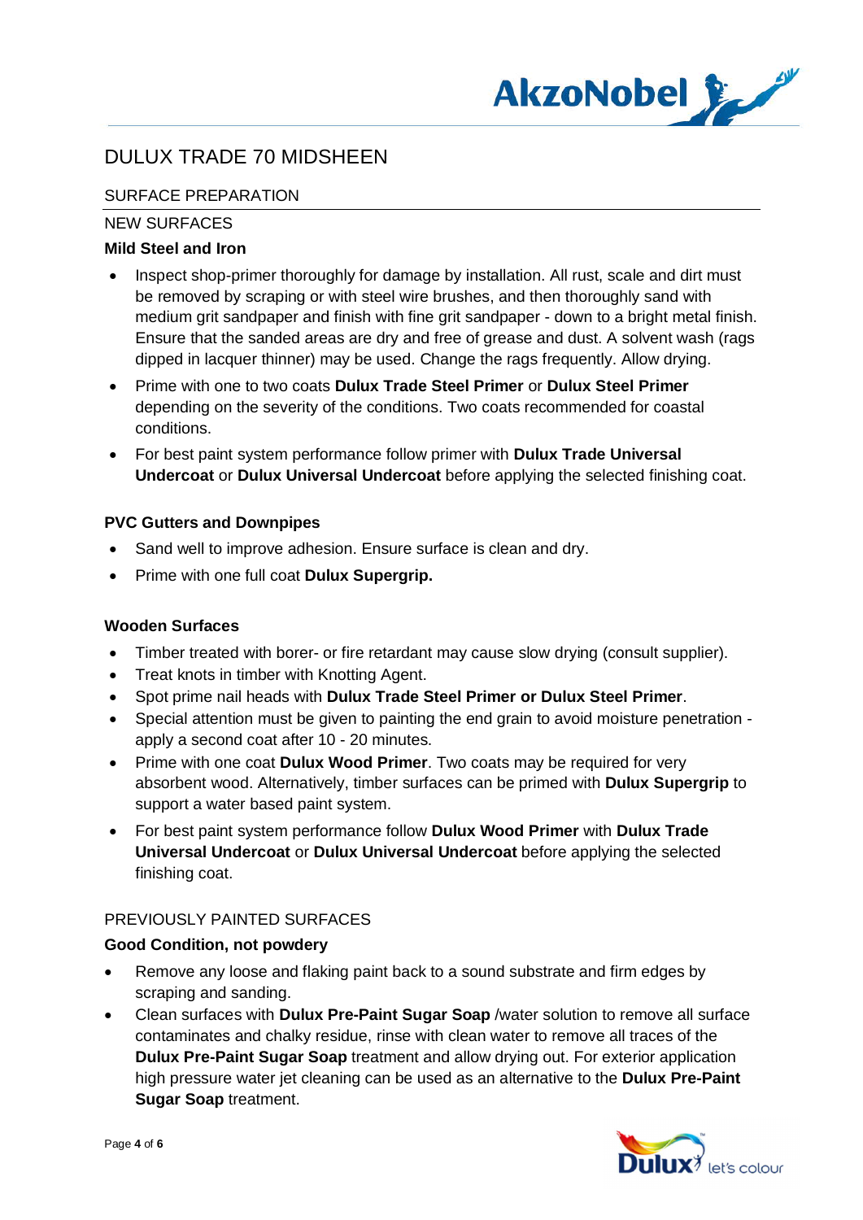# DULUX TRADE 70 MIDSHEEN

## SURFACE PREPARATION

### NEW SURFACES

**Mild Steel and Iron**

- Inspect shop-primer thoroughly for damage by installation. All rust, scale and dirt must be removed by scraping or with steel wire brushes, and then thoroughly sand with medium grit sandpaper and finish with fine grit sandpaper - down to a bright metal finish. Ensure that the sanded areas are dry and free of grease and dust. A solvent wash (rags dipped in lacquer thinner) may be used. Change the rags frequently. Allow drying.
- Prime with one to two coats **Dulux Trade Steel Primer** or **Dulux Steel Primer** depending on the severity of the conditions. Two coats recommended for coastal conditions.
- For best paint system performance follow primer with **Dulux Trade Universal Undercoat** or **Dulux Universal Undercoat** before applying the selected finishing coat.

**PVC Gutters and Downpipes**

- Sand well to improve adhesion. Ensure surface is clean and dry.
- Prime with one full coat **Dulux Supergrip.**

**Wooden Surfaces**

- Timber treated with borer- or fire retardant may cause slow drying (consult supplier).
- Treat knots in timber with Knotting Agent.
- Spot prime nail heads with **Dulux Trade Steel Primer or Dulux Steel Primer**.
- Special attention must be given to painting the end grain to avoid moisture penetration - apply a second coat after 10 - 20 minutes.
- Prime with one coat **Dulux Wood Primer**. Two coats may be required for very absorbent wood. Alternatively, timber surfaces can be primed with **Dulux Supergrip** to support a water based paint system.
- For best paint system performance follow **Dulux Wood Primer** with **Dulux Trade Universal Undercoat** or **Dulux Universal Undercoat** before applying the selected finishing coat.

### PREVIOUSLY PAINTED SURFACES

**Good Condition, not powdery**

- Remove any loose and flaking paint back to a sound substrate and firm edges by scraping and sanding.
- Clean surfaces with **Dulux Pre-Paint Sugar Soap** /water solution to remove all surface contaminates and chalky residue, rinse with clean water to remove all traces of the **Dulux Pre-Paint Sugar Soap** treatment and allow drying out. For exterior application high pressure water jet cleaning can be used as an alternative to the **Dulux Pre-Paint Sugar Soap** treatment.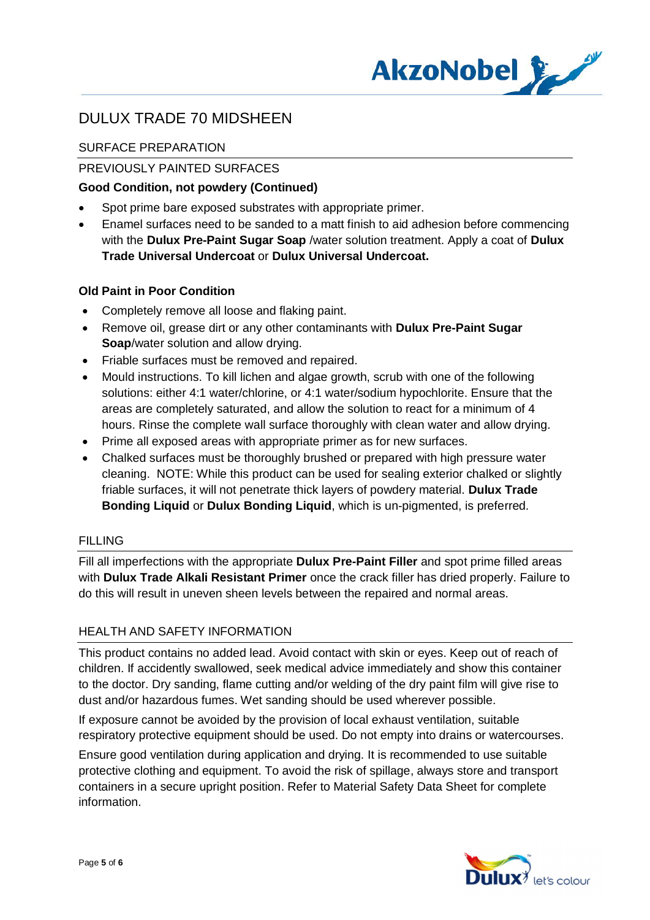# DULUX TRADE 70 MIDSHEEN

## SURFACE PREPARATION

### PREVIOUSLY PAINTED SURFACES

**Good Condition, not powdery (Continued)**

- Spot prime bare exposed substrates with appropriate primer.
- Enamel surfaces need to be sanded to a matt finish to aid adhesion before commencing with the **Dulux Pre-Paint Sugar Soap** /water solution treatment. Apply a coat of **Dulux Trade Universal Undercoat** or **Dulux Universal Undercoat.**

**Old Paint in Poor Condition**

- Completely remove all loose and flaking paint.
- Remove oil, grease dirt or any other contaminants with **Dulux Pre-Paint Sugar Soap**/water solution and allow drying.
- Friable surfaces must be removed and repaired.
- Mould instructions. To kill lichen and algae growth, scrub with one of the following solutions: either 4:1 water/chlorine, or 4:1 water/sodium hypochlorite. Ensure that the areas are completely saturated, and allow the solution to react for a minimum of 4 hours. Rinse the complete wall surface thoroughly with clean water and allow drying.
- Prime all exposed areas with appropriate primer as for new surfaces.
- Chalked surfaces must be thoroughly brushed or prepared with high pressure water cleaning. NOTE: While this product can be used for sealing exterior chalked or slightly friable surfaces, it will not penetrate thick layers of powdery material. **Dulux Trade Bonding Liquid** or **Dulux Bonding Liquid**, which is un-pigmented, is preferred.

## FILLING

Fill all imperfections with the appropriate **Dulux Pre-Paint Filler** and spot prime filled areas with **Dulux Trade Alkali Resistant Primer** once the crack filler has dried properly. Failure to do this will result in uneven sheen levels between the repaired and normal areas.

## HEALTH AND SAFETY INFORMATION

This product contains no added lead. Avoid contact with skin or eyes. Keep out of reach of children. If accidently swallowed, seek medical advice immediately and show this container to the doctor. Dry sanding, flame cutting and/or welding of the dry paint film will give rise to dust and/or hazardous fumes. Wet sanding should be used wherever possible.

If exposure cannot be avoided by the provision of local exhaust ventilation, suitable respiratory protective equipment should be used. Do not empty into drains or watercourses.

Ensure good ventilation during application and drying. It is recommended to use suitable protective clothing and equipment. To avoid the risk of spillage, always store and transport containers in a secure upright position. Refer to Material Safety Data Sheet for complete information.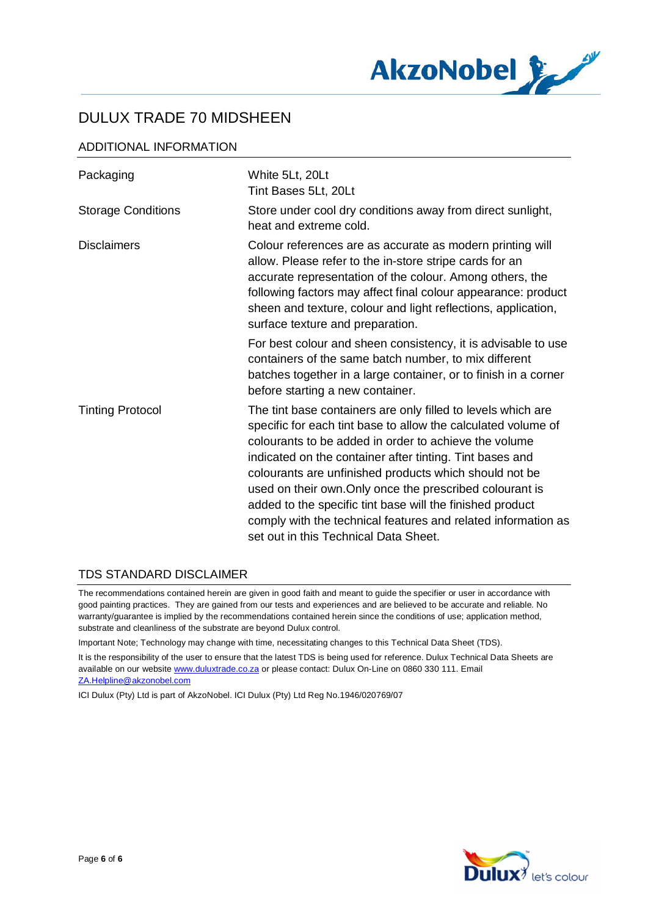# DULUX TRADE 70 MIDSHEEN

## ADDITIONAL INFORMATION

| | |
|---|---|
| Packaging | White 5Lt, 20Lt<br>Tint Bases 5Lt, 20Lt |
| Storage Conditions | Store under cool dry conditions away from direct sunlight, heat and extreme cold. |
| Disclaimers | Colour references are as accurate as modern printing will allow. Please refer to the in-store stripe cards for an accurate representation of the colour. Among others, the following factors may affect final colour appearance: product sheen and texture, colour and light reflections, application, surface texture and preparation.<br><br>For best colour and sheen consistency, it is advisable to use containers of the same batch number, to mix different batches together in a large container, or to finish in a corner before starting a new container. |
| Tinting Protocol | The tint base containers are only filled to levels which are specific for each tint base to allow the calculated volume of colourants to be added in order to achieve the volume indicated on the container after tinting. Tint bases and colourants are unfinished products which should not be used on their own.Only once the prescribed colourant is added to the specific tint base will the finished product comply with the technical features and related information as set out in this Technical Data Sheet. |

## TDS STANDARD DISCLAIMER

The recommendations contained herein are given in good faith and meant to guide the specifier or user in accordance with good painting practices. They are gained from our tests and experiences and are believed to be accurate and reliable. No warranty/guarantee is implied by the recommendations contained herein since the conditions of use; application method, substrate and cleanliness of the substrate are beyond Dulux control.

Important Note; Technology may change with time, necessitating changes to this Technical Data Sheet (TDS).

It is the responsibility of the user to ensure that the latest TDS is being used for reference. Dulux Technical Data Sheets are available on our website www.duluxtrade.co.za or please contact: Dulux On-Line on 0860 330 111. Email ZA.Helpline@akzonobel.com

ICI Dulux (Pty) Ltd is part of AkzoNobel. ICI Dulux (Pty) Ltd Reg No.1946/020769/07